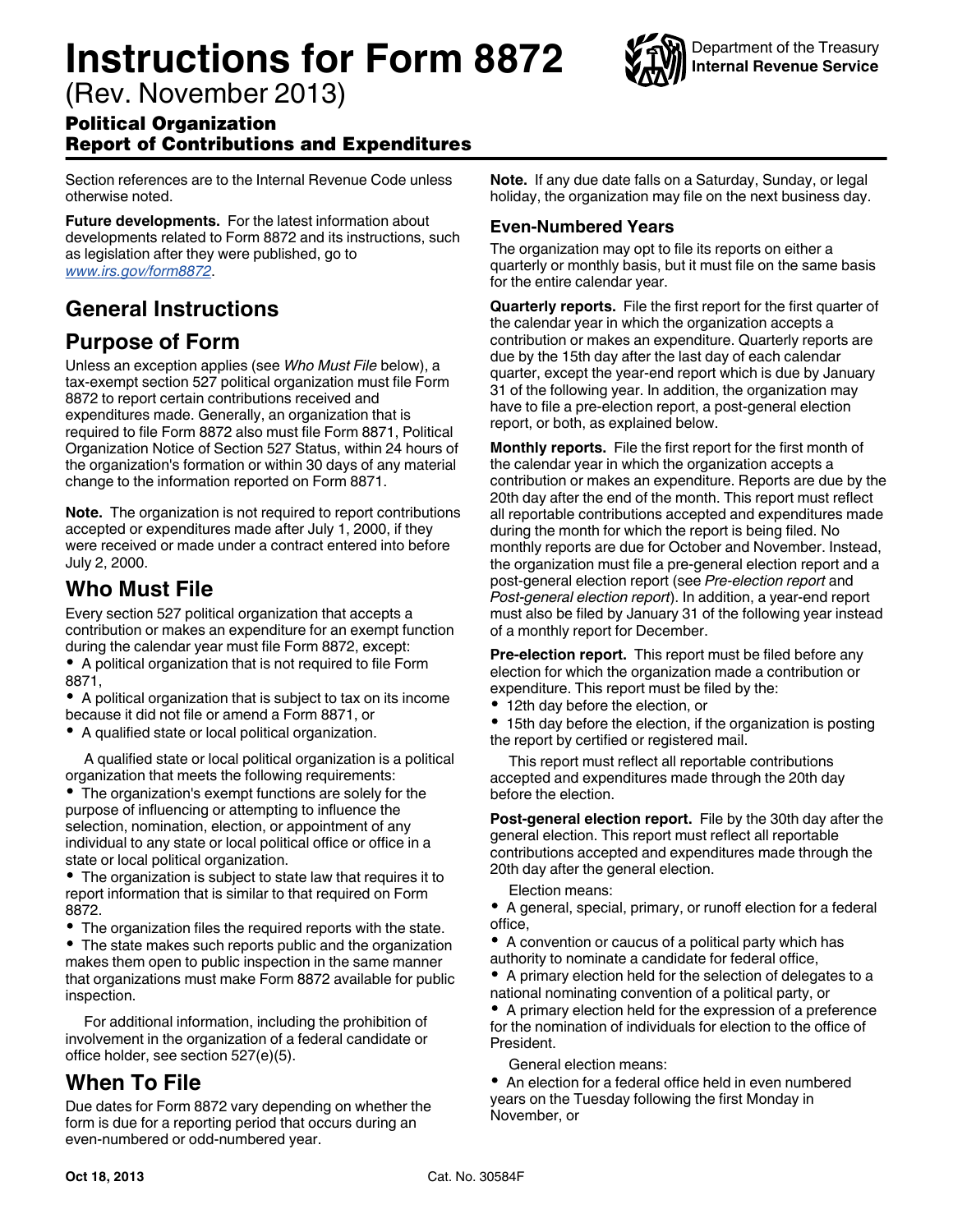# Instructions for Form 8872

(Rev. November 2013)

Department of the Treasury
**Internal Revenue Service**

## Political Organization Report of Contributions and Expenditures

Section references are to the Internal Revenue Code unless otherwise noted.

**Future developments.** For the latest information about developments related to Form 8872 and its instructions, such as legislation after they were published, go to *www.irs.gov/form8872*.

## General Instructions

## Purpose of Form

Unless an exception applies (see *Who Must File* below), a tax-exempt section 527 political organization must file Form 8872 to report certain contributions received and expenditures made. Generally, an organization that is required to file Form 8872 also must file Form 8871, Political Organization Notice of Section 527 Status, within 24 hours of the organization's formation or within 30 days of any material change to the information reported on Form 8871.

**Note.** The organization is not required to report contributions accepted or expenditures made after July 1, 2000, if they were received or made under a contract entered into before July 2, 2000.

## Who Must File

Every section 527 political organization that accepts a contribution or makes an expenditure for an exempt function during the calendar year must file Form 8872, except:

- A political organization that is not required to file Form 8871,
- A political organization that is subject to tax on its income because it did not file or amend a Form 8871, or
- A qualified state or local political organization.

A qualified state or local political organization is a political organization that meets the following requirements:

- The organization's exempt functions are solely for the purpose of influencing or attempting to influence the selection, nomination, election, or appointment of any individual to any state or local political office or office in a state or local political organization.
- The organization is subject to state law that requires it to report information that is similar to that required on Form 8872.
- The organization files the required reports with the state.
- The state makes such reports public and the organization makes them open to public inspection in the same manner that organizations must make Form 8872 available for public inspection.

For additional information, including the prohibition of involvement in the organization of a federal candidate or office holder, see section 527(e)(5).

## When To File

Due dates for Form 8872 vary depending on whether the form is due for a reporting period that occurs during an even-numbered or odd-numbered year.

**Note.** If any due date falls on a Saturday, Sunday, or legal holiday, the organization may file on the next business day.

### Even-Numbered Years

The organization may opt to file its reports on either a quarterly or monthly basis, but it must file on the same basis for the entire calendar year.

**Quarterly reports.** File the first report for the first quarter of the calendar year in which the organization accepts a contribution or makes an expenditure. Quarterly reports are due by the 15th day after the last day of each calendar quarter, except the year-end report which is due by January 31 of the following year. In addition, the organization may have to file a pre-election report, a post-general election report, or both, as explained below.

**Monthly reports.** File the first report for the first month of the calendar year in which the organization accepts a contribution or makes an expenditure. Reports are due by the 20th day after the end of the month. This report must reflect all reportable contributions accepted and expenditures made during the month for which the report is being filed. No monthly reports are due for October and November. Instead, the organization must file a pre-general election report and a post-general election report (see *Pre-election report* and *Post-general election report*). In addition, a year-end report must also be filed by January 31 of the following year instead of a monthly report for December.

**Pre-election report.** This report must be filed before any election for which the organization made a contribution or expenditure. This report must be filed by the:

- 12th day before the election, or
- 15th day before the election, if the organization is posting the report by certified or registered mail.

This report must reflect all reportable contributions accepted and expenditures made through the 20th day before the election.

**Post-general election report.** File by the 30th day after the general election. This report must reflect all reportable contributions accepted and expenditures made through the 20th day after the general election.

Election means:

- A general, special, primary, or runoff election for a federal office,
- A convention or caucus of a political party which has authority to nominate a candidate for federal office,
- A primary election held for the selection of delegates to a national nominating convention of a political party, or
- A primary election held for the expression of a preference for the nomination of individuals for election to the office of President.

General election means:

- An election for a federal office held in even numbered years on the Tuesday following the first Monday in November, or

Oct 18, 2013 Cat. No. 30584F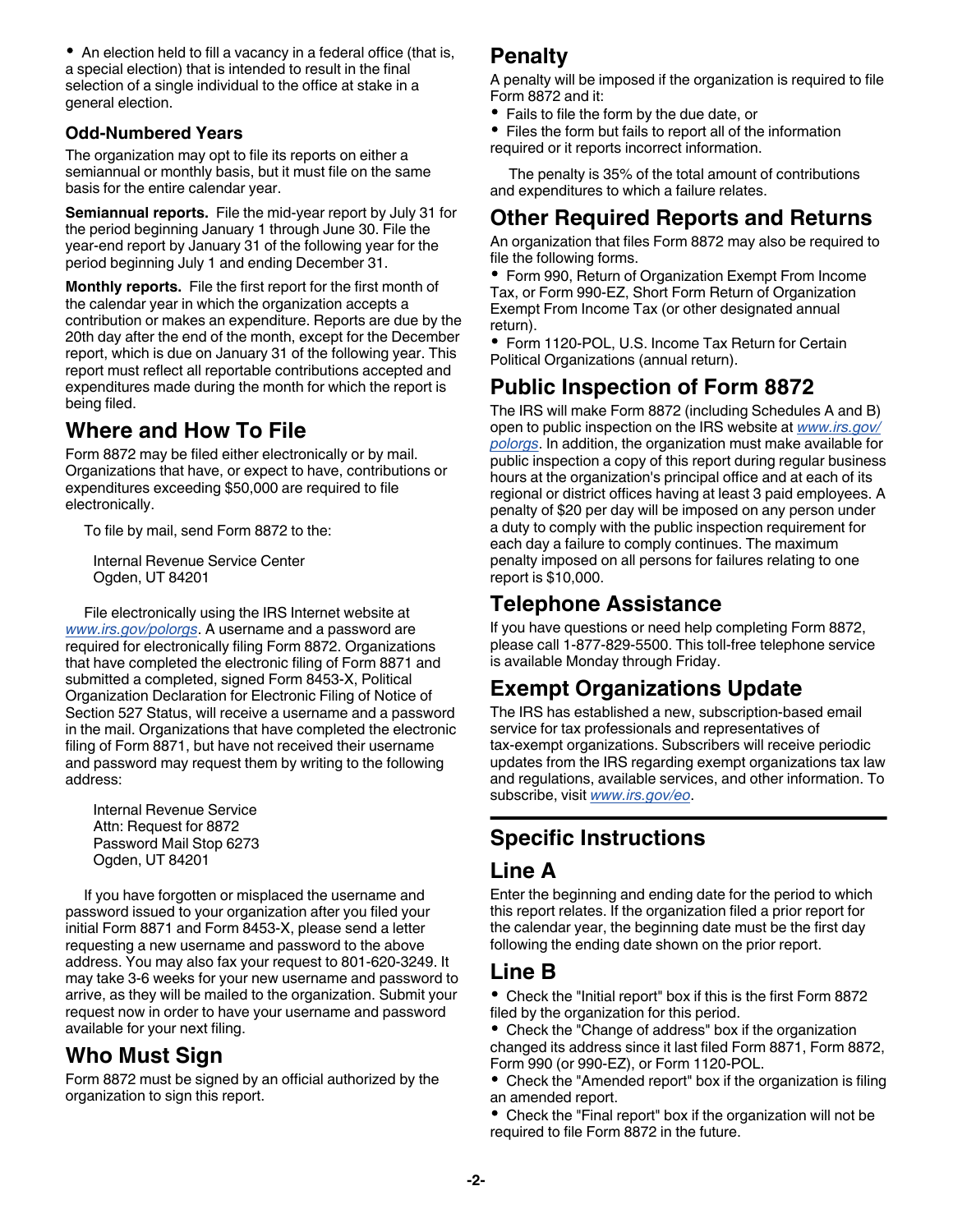- An election held to fill a vacancy in a federal office (that is, a special election) that is intended to result in the final selection of a single individual to the office at stake in a general election.

### Odd-Numbered Years

The organization may opt to file its reports on either a semiannual or monthly basis, but it must file on the same basis for the entire calendar year.

**Semiannual reports.** File the mid-year report by July 31 for the period beginning January 1 through June 30. File the year-end report by January 31 of the following year for the period beginning July 1 and ending December 31.

**Monthly reports.** File the first report for the first month of the calendar year in which the organization accepts a contribution or makes an expenditure. Reports are due by the 20th day after the end of the month, except for the December report, which is due on January 31 of the following year. This report must reflect all reportable contributions accepted and expenditures made during the month for which the report is being filed.

## Where and How To File

Form 8872 may be filed either electronically or by mail. Organizations that have, or expect to have, contributions or expenditures exceeding $50,000 are required to file electronically.

To file by mail, send Form 8872 to the:

Internal Revenue Service Center
Ogden, UT 84201

File electronically using the IRS Internet website at *www.irs.gov/polorgs*. A username and a password are required for electronically filing Form 8872. Organizations that have completed the electronic filing of Form 8871 and submitted a completed, signed Form 8453-X, Political Organization Declaration for Electronic Filing of Notice of Section 527 Status, will receive a username and a password in the mail. Organizations that have completed the electronic filing of Form 8871, but have not received their username and password may request them by writing to the following address:

Internal Revenue Service
Attn: Request for 8872
Password Mail Stop 6273
Ogden, UT 84201

If you have forgotten or misplaced the username and password issued to your organization after you filed your initial Form 8871 and Form 8453-X, please send a letter requesting a new username and password to the above address. You may also fax your request to 801-620-3249. It may take 3-6 weeks for your new username and password to arrive, as they will be mailed to the organization. Submit your request now in order to have your username and password available for your next filing.

## Who Must Sign

Form 8872 must be signed by an official authorized by the organization to sign this report.

## Penalty

A penalty will be imposed if the organization is required to file Form 8872 and it:

- Fails to file the form by the due date, or
- Files the form but fails to report all of the information required or it reports incorrect information.

The penalty is 35% of the total amount of contributions and expenditures to which a failure relates.

## Other Required Reports and Returns

An organization that files Form 8872 may also be required to file the following forms.

- Form 990, Return of Organization Exempt From Income Tax, or Form 990-EZ, Short Form Return of Organization Exempt From Income Tax (or other designated annual return).
- Form 1120-POL, U.S. Income Tax Return for Certain Political Organizations (annual return).

## Public Inspection of Form 8872

The IRS will make Form 8872 (including Schedules A and B) open to public inspection on the IRS website at *www.irs.gov/polorgs*. In addition, the organization must make available for public inspection a copy of this report during regular business hours at the organization's principal office and at each of its regional or district offices having at least 3 paid employees. A penalty of $20 per day will be imposed on any person under a duty to comply with the public inspection requirement for each day a failure to comply continues. The maximum penalty imposed on all persons for failures relating to one report is $10,000.

## Telephone Assistance

If you have questions or need help completing Form 8872, please call 1-877-829-5500. This toll-free telephone service is available Monday through Friday.

## Exempt Organizations Update

The IRS has established a new, subscription-based email service for tax professionals and representatives of tax-exempt organizations. Subscribers will receive periodic updates from the IRS regarding exempt organizations tax law and regulations, available services, and other information. To subscribe, visit *www.irs.gov/eo*.

# Specific Instructions

## Line A

Enter the beginning and ending date for the period to which this report relates. If the organization filed a prior report for the calendar year, the beginning date must be the first day following the ending date shown on the prior report.

## Line B

- Check the "Initial report" box if this is the first Form 8872 filed by the organization for this period.
- Check the "Change of address" box if the organization changed its address since it last filed Form 8871, Form 8872, Form 990 (or 990-EZ), or Form 1120-POL.
- Check the "Amended report" box if the organization is filing an amended report.
- Check the "Final report" box if the organization will not be required to file Form 8872 in the future.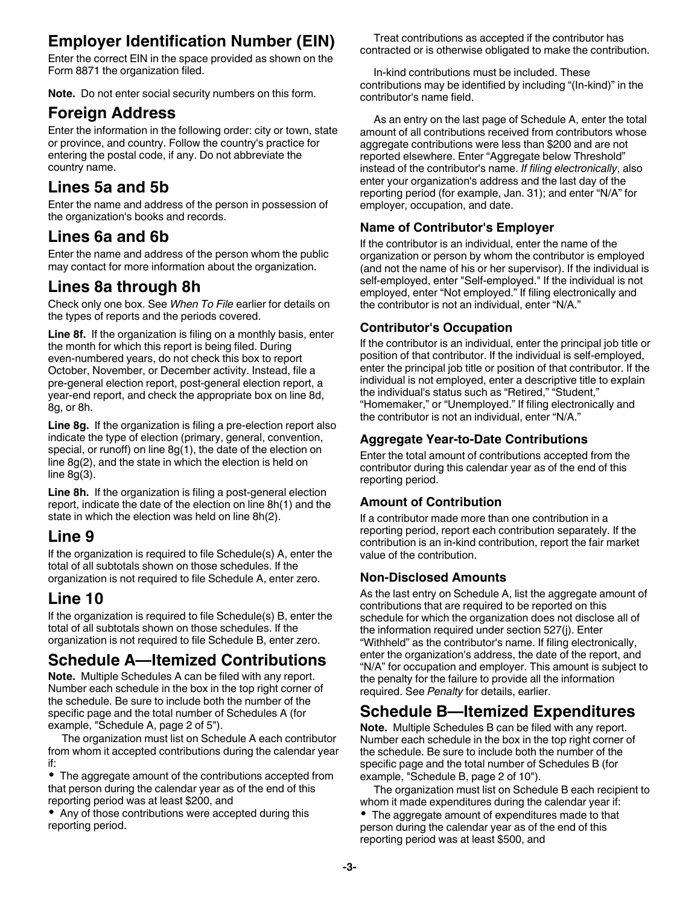## Employer Identification Number (EIN)

Enter the correct EIN in the space provided as shown on the Form 8871 the organization filed.

**Note.** Do not enter social security numbers on this form.

## Foreign Address

Enter the information in the following order: city or town, state or province, and country. Follow the country's practice for entering the postal code, if any. Do not abbreviate the country name.

## Lines 5a and 5b

Enter the name and address of the person in possession of the organization's books and records.

## Lines 6a and 6b

Enter the name and address of the person whom the public may contact for more information about the organization.

## Lines 8a through 8h

Check only one box. See *When To File* earlier for details on the types of reports and the periods covered.

**Line 8f.** If the organization is filing on a monthly basis, enter the month for which this report is being filed. During even-numbered years, do not check this box to report October, November, or December activity. Instead, file a pre-general election report, post-general election report, a year-end report, and check the appropriate box on line 8d, 8g, or 8h.

**Line 8g.** If the organization is filing a pre-election report also indicate the type of election (primary, general, convention, special, or runoff) on line 8g(1), the date of the election on line 8g(2), and the state in which the election is held on line 8g(3).

**Line 8h.** If the organization is filing a post-general election report, indicate the date of the election on line 8h(1) and the state in which the election was held on line 8h(2).

## Line 9

If the organization is required to file Schedule(s) A, enter the total of all subtotals shown on those schedules. If the organization is not required to file Schedule A, enter zero.

## Line 10

If the organization is required to file Schedule(s) B, enter the total of all subtotals shown on those schedules. If the organization is not required to file Schedule B, enter zero.

## Schedule A—Itemized Contributions

**Note.** Multiple Schedules A can be filed with any report. Number each schedule in the box in the top right corner of the schedule. Be sure to include both the number of the specific page and the total number of Schedules A (for example, "Schedule A, page 2 of 5").

The organization must list on Schedule A each contributor from whom it accepted contributions during the calendar year if:

- The aggregate amount of the contributions accepted from that person during the calendar year as of the end of this reporting period was at least $200, and
- Any of those contributions were accepted during this reporting period.

Treat contributions as accepted if the contributor has contracted or is otherwise obligated to make the contribution.

In-kind contributions must be included. These contributions may be identified by including "(In-kind)" in the contributor's name field.

As an entry on the last page of Schedule A, enter the total amount of all contributions received from contributors whose aggregate contributions were less than $200 and are not reported elsewhere. Enter "Aggregate below Threshold" instead of the contributor's name. *If filing electronically*, also enter your organization's address and the last day of the reporting period (for example, Jan. 31); and enter "N/A" for employer, occupation, and date.

### Name of Contributor's Employer

If the contributor is an individual, enter the name of the organization or person by whom the contributor is employed (and not the name of his or her supervisor). If the individual is self-employed, enter "Self-employed." If the individual is not employed, enter "Not employed." If filing electronically and the contributor is not an individual, enter "N/A."

### Contributor's Occupation

If the contributor is an individual, enter the principal job title or position of that contributor. If the individual is self-employed, enter the principal job title or position of that contributor. If the individual is not employed, enter a descriptive title to explain the individual's status such as "Retired," "Student," "Homemaker," or "Unemployed." If filing electronically and the contributor is not an individual, enter "N/A."

### Aggregate Year-to-Date Contributions

Enter the total amount of contributions accepted from the contributor during this calendar year as of the end of this reporting period.

### Amount of Contribution

If a contributor made more than one contribution in a reporting period, report each contribution separately. If the contribution is an in-kind contribution, report the fair market value of the contribution.

### Non-Disclosed Amounts

As the last entry on Schedule A, list the aggregate amount of contributions that are required to be reported on this schedule for which the organization does not disclose all of the information required under section 527(j). Enter "Withheld" as the contributor's name. If filing electronically, enter the organization's address, the date of the report, and "N/A" for occupation and employer. This amount is subject to the penalty for the failure to provide all the information required. See *Penalty* for details, earlier.

## Schedule B—Itemized Expenditures

**Note.** Multiple Schedules B can be filed with any report. Number each schedule in the box in the top right corner of the schedule. Be sure to include both the number of the specific page and the total number of Schedules B (for example, "Schedule B, page 2 of 10").

The organization must list on Schedule B each recipient to whom it made expenditures during the calendar year if:

- The aggregate amount of expenditures made to that person during the calendar year as of the end of this reporting period was at least $500, and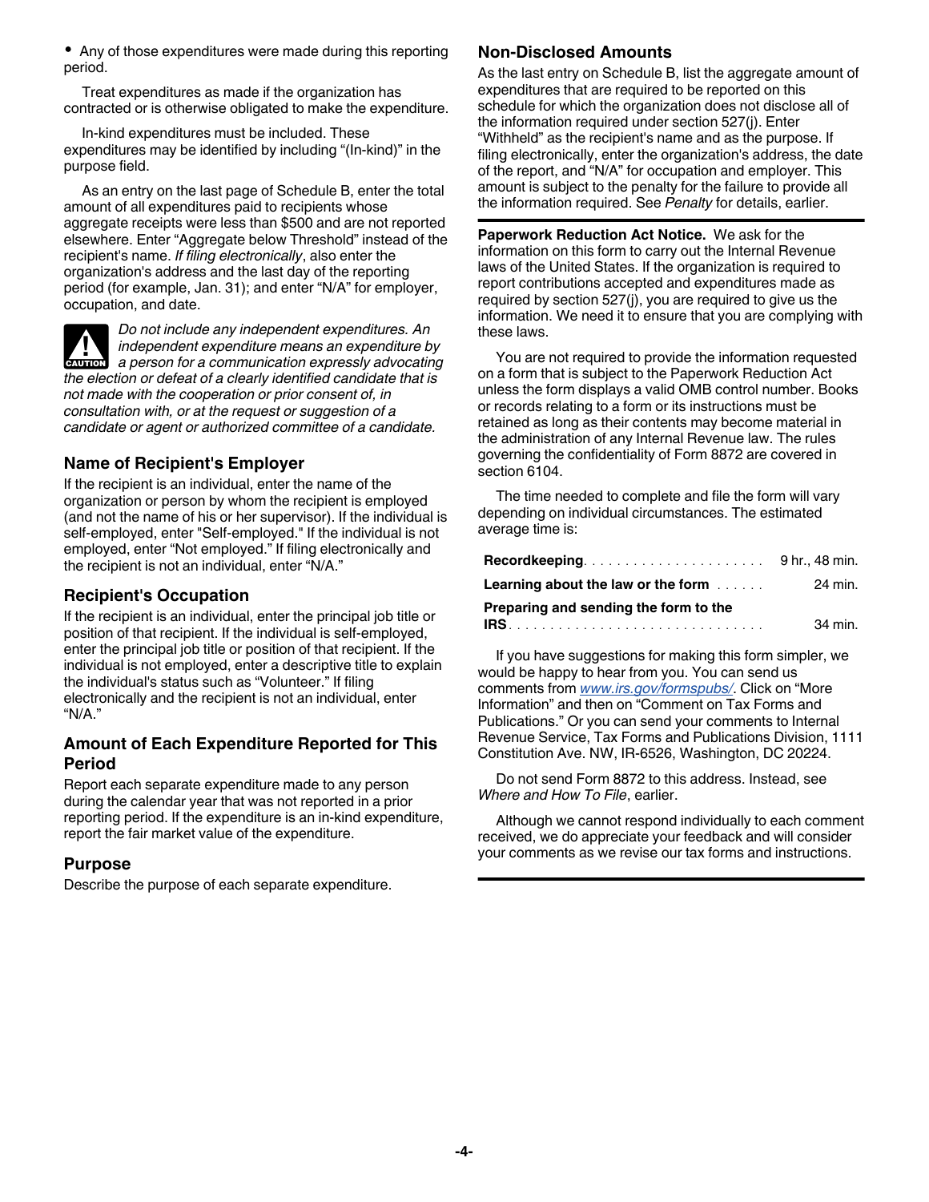- Any of those expenditures were made during this reporting period.

Treat expenditures as made if the organization has contracted or is otherwise obligated to make the expenditure.

In-kind expenditures must be included. These expenditures may be identified by including "(In-kind)" in the purpose field.

As an entry on the last page of Schedule B, enter the total amount of all expenditures paid to recipients whose aggregate receipts were less than $500 and are not reported elsewhere. Enter "Aggregate below Threshold" instead of the recipient's name. *If filing electronically*, also enter the organization's address and the last day of the reporting period (for example, Jan. 31); and enter "N/A" for employer, occupation, and date.

**CAUTION** *Do not include any independent expenditures. An independent expenditure means an expenditure by a person for a communication expressly advocating the election or defeat of a clearly identified candidate that is not made with the cooperation or prior consent of, in consultation with, or at the request or suggestion of a candidate or agent or authorized committee of a candidate.*

### Name of Recipient's Employer

If the recipient is an individual, enter the name of the organization or person by whom the recipient is employed (and not the name of his or her supervisor). If the individual is self-employed, enter "Self-employed." If the individual is not employed, enter "Not employed." If filing electronically and the recipient is not an individual, enter "N/A."

### Recipient's Occupation

If the recipient is an individual, enter the principal job title or position of that recipient. If the individual is self-employed, enter the principal job title or position of that recipient. If the individual is not employed, enter a descriptive title to explain the individual's status such as "Volunteer." If filing electronically and the recipient is not an individual, enter "N/A."

### Amount of Each Expenditure Reported for This Period

Report each separate expenditure made to any person during the calendar year that was not reported in a prior reporting period. If the expenditure is an in-kind expenditure, report the fair market value of the expenditure.

### Purpose

Describe the purpose of each separate expenditure.

### Non-Disclosed Amounts

As the last entry on Schedule B, list the aggregate amount of expenditures that are required to be reported on this schedule for which the organization does not disclose all of the information required under section 527(j). Enter "Withheld" as the recipient's name and as the purpose. If filing electronically, enter the organization's address, the date of the report, and "N/A" for occupation and employer. This amount is subject to the penalty for the failure to provide all the information required. See *Penalty* for details, earlier.

**Paperwork Reduction Act Notice.** We ask for the information on this form to carry out the Internal Revenue laws of the United States. If the organization is required to report contributions accepted and expenditures made as required by section 527(j), you are required to give us the information. We need it to ensure that you are complying with these laws.

You are not required to provide the information requested on a form that is subject to the Paperwork Reduction Act unless the form displays a valid OMB control number. Books or records relating to a form or its instructions must be retained as long as their contents may become material in the administration of any Internal Revenue law. The rules governing the confidentiality of Form 8872 are covered in section 6104.

The time needed to complete and file the form will vary depending on individual circumstances. The estimated average time is:

| | |
|---|---|
| **Recordkeeping** | 9 hr., 48 min. |
| **Learning about the law or the form** | 24 min. |
| **Preparing and sending the form to the IRS** | 34 min. |

If you have suggestions for making this form simpler, we would be happy to hear from you. You can send us comments from www.irs.gov/formspubs/. Click on "More Information" and then on "Comment on Tax Forms and Publications." Or you can send your comments to Internal Revenue Service, Tax Forms and Publications Division, 1111 Constitution Ave. NW, IR-6526, Washington, DC 20224.

Do not send Form 8872 to this address. Instead, see *Where and How To File*, earlier.

Although we cannot respond individually to each comment received, we do appreciate your feedback and will consider your comments as we revise our tax forms and instructions.